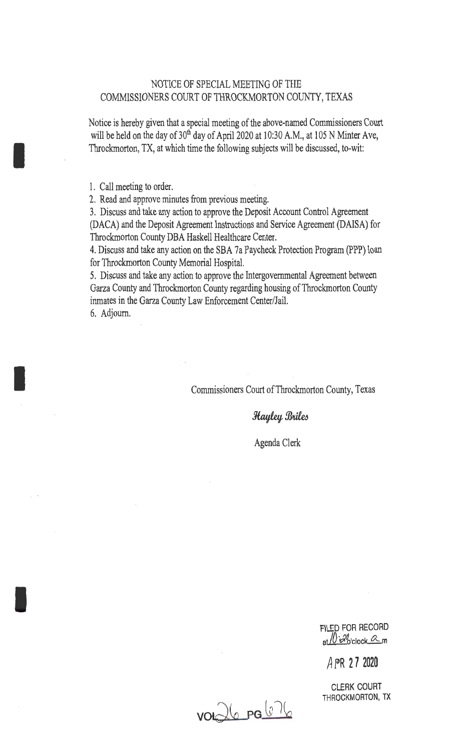# NOTICE OF SPECIAL MEETING OF THE COMMISSIONERS COURT OF THROCKMORTON COUNTY, TEXAS

Notice is hereby given that a special meeting of the above-named Commissioners Court will be held on the day of 30th day of April 2020 at 10:30 A.M., at 105 N Minter Ave, Throckmorton, TX, at which time the following subjects will be discussed, to-wit:

1. Call meeting to order.
2. Read and approve minutes from previous meeting.
3. Discuss and take any action to approve the Deposit Account Control Agreement (DACA) and the Deposit Agreement Instructions and Service Agreement (DAISA) for Throckmorton County DBA Haskell Healthcare Center.
4. Discuss and take any action on the SBA 7a Paycheck Protection Program (PPP) loan for Throckmorton County Memorial Hospital.
5. Discuss and take any action to approve the Intergovernmental Agreement between Garza County and Throckmorton County regarding housing of Throckmorton County inmates in the Garza County Law Enforcement Center/Jail.
6. Adjourn.

Commissioners Court of Throckmorton County, Texas

*Hayley Briles*

Agenda Clerk

FILED FOR RECORD
at 10:20 o'clock a m

APR 27 2020

CLERK COURT
THROCKMORTON, TX

VOL 26 PG 676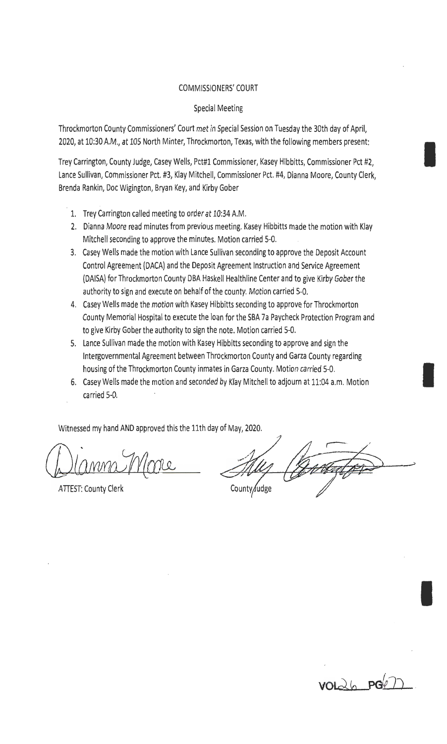COMMISSIONERS' COURT

Special Meeting

Throckmorton County Commissioners' Court met in Special Session on Tuesday the 30th day of April, 2020, at 10:30 A.M., at 105 North Minter, Throckmorton, Texas, with the following members present:

Trey Carrington, County Judge, Casey Wells, Pct#1 Commissioner, Kasey Hibbitts, Commissioner Pct #2, Lance Sullivan, Commissioner Pct. #3, Klay Mitchell, Commissioner Pct. #4, Dianna Moore, County Clerk, Brenda Rankin, Doc Wigington, Bryan Key, and Kirby Gober

1. Trey Carrington called meeting to order at 10:34 A.M.
2. Dianna Moore read minutes from previous meeting. Kasey Hibbitts made the motion with Klay Mitchell seconding to approve the minutes. Motion carried 5-0.
3. Casey Wells made the motion with Lance Sullivan seconding to approve the Deposit Account Control Agreement (DACA) and the Deposit Agreement Instruction and Service Agreement (DAISA) for Throckmorton County DBA Haskell Healthline Center and to give Kirby Gober the authority to sign and execute on behalf of the county. Motion carried 5-0.
4. Casey Wells made the motion with Kasey Hibbitts seconding to approve for Throckmorton County Memorial Hospital to execute the loan for the SBA 7a Paycheck Protection Program and to give Kirby Gober the authority to sign the note. Motion carried 5-0.
5. Lance Sullivan made the motion with Kasey Hibbitts seconding to approve and sign the Intergovernmental Agreement between Throckmorton County and Garza County regarding housing of the Throckmorton County inmates in Garza County. Motion carried 5-0.
6. Casey Wells made the motion and seconded by Klay Mitchell to adjourn at 11:04 a.m. Motion carried 5-0.

Witnessed my hand AND approved this the 11th day of May, 2020.

Dianna Moore

ATTEST: County Clerk

Trey Carrington

County Judge

VOL 26 PG 77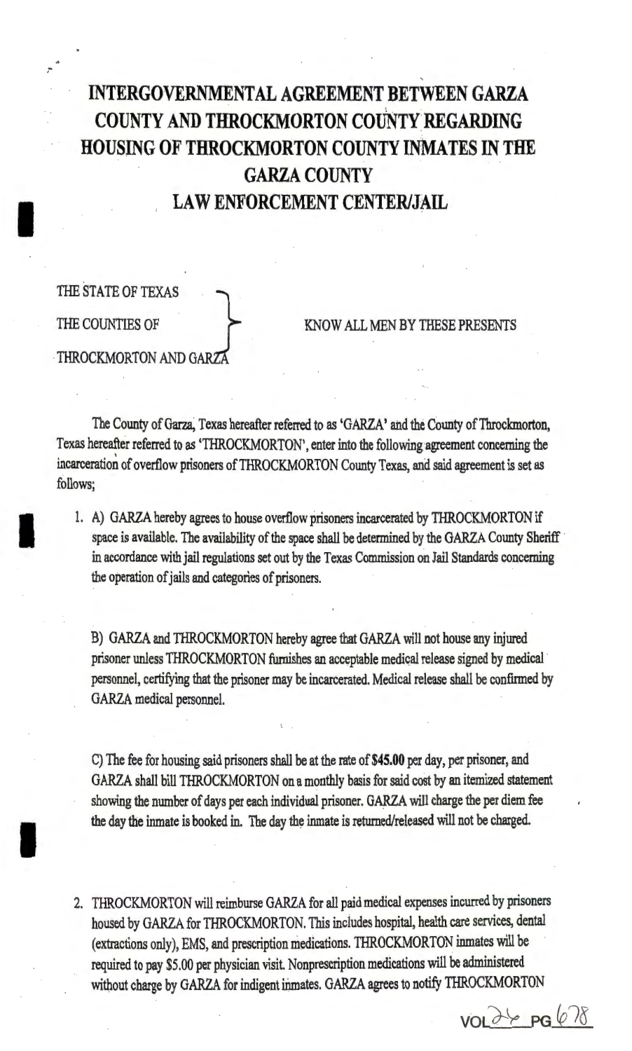# INTERGOVERNMENTAL AGREEMENT BETWEEN GARZA COUNTY AND THROCKMORTON COUNTY REGARDING HOUSING OF THROCKMORTON COUNTY INMATES IN THE GARZA COUNTY LAW ENFORCEMENT CENTER/JAIL

THE STATE OF TEXAS
THE COUNTIES OF } KNOW ALL MEN BY THESE PRESENTS
THROCKMORTON AND GARZA

The County of Garza, Texas hereafter referred to as 'GARZA' and the County of Throckmorton, Texas hereafter referred to as 'THROCKMORTON', enter into the following agreement concerning the incarceration of overflow prisoners of THROCKMORTON County Texas, and said agreement is set as follows;

1. A) GARZA hereby agrees to house overflow prisoners incarcerated by THROCKMORTON if space is available. The availability of the space shall be determined by the GARZA County Sheriff in accordance with jail regulations set out by the Texas Commission on Jail Standards concerning the operation of jails and categories of prisoners.

   B) GARZA and THROCKMORTON hereby agree that GARZA will not house any injured prisoner unless THROCKMORTON furnishes an acceptable medical release signed by medical personnel, certifying that the prisoner may be incarcerated. Medical release shall be confirmed by GARZA medical personnel.

   C) The fee for housing said prisoners shall be at the rate of **$45.00** per day, per prisoner, and GARZA shall bill THROCKMORTON on a monthly basis for said cost by an itemized statement showing the number of days per each individual prisoner. GARZA will charge the per diem fee the day the inmate is booked in. The day the inmate is returned/released will not be charged.

2. THROCKMORTON will reimburse GARZA for all paid medical expenses incurred by prisoners housed by GARZA for THROCKMORTON. This includes hospital, health care services, dental (extractions only), EMS, and prescription medications. THROCKMORTON inmates will be required to pay $5.00 per physician visit. Nonprescription medications will be administered without charge by GARZA for indigent inmates. GARZA agrees to notify THROCKMORTON

VOL 26 PG 678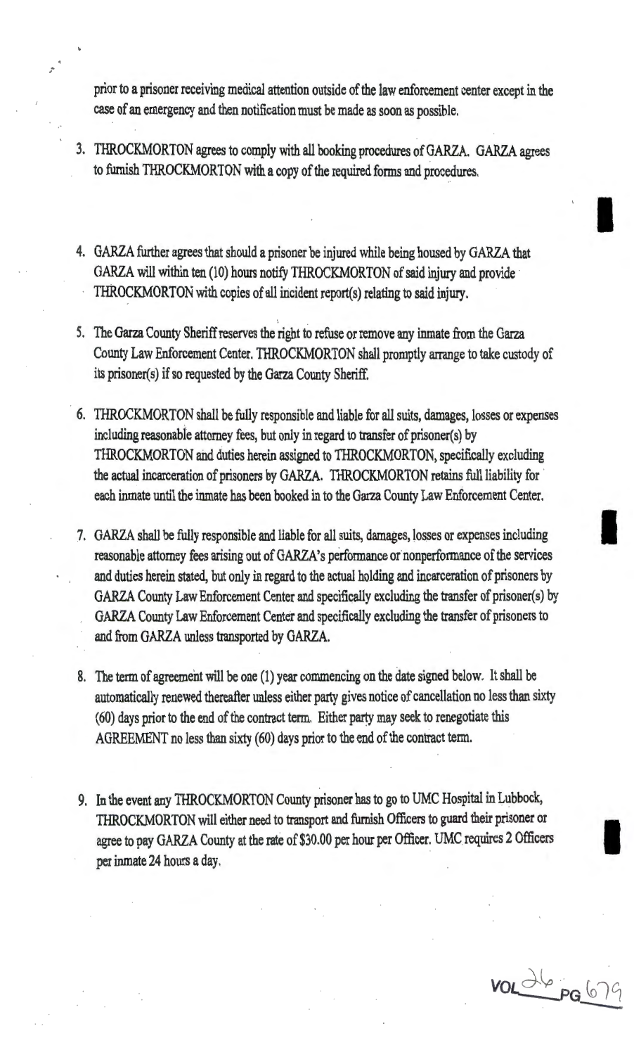prior to a prisoner receiving medical attention outside of the law enforcement center except in the case of an emergency and then notification must be made as soon as possible.

3. THROCKMORTON agrees to comply with all booking procedures of GARZA. GARZA agrees to furnish THROCKMORTON with a copy of the required forms and procedures.

4. GARZA further agrees that should a prisoner be injured while being housed by GARZA that GARZA will within ten (10) hours notify THROCKMORTON of said injury and provide THROCKMORTON with copies of all incident report(s) relating to said injury.

5. The Garza County Sheriff reserves the right to refuse or remove any inmate from the Garza County Law Enforcement Center. THROCKMORTON shall promptly arrange to take custody of its prisoner(s) if so requested by the Garza County Sheriff.

6. THROCKMORTON shall be fully responsible and liable for all suits, damages, losses or expenses including reasonable attorney fees, but only in regard to transfer of prisoner(s) by THROCKMORTON and duties herein assigned to THROCKMORTON, specifically excluding the actual incarceration of prisoners by GARZA. THROCKMORTON retains full liability for each inmate until the inmate has been booked in to the Garza County Law Enforcement Center.

7. GARZA shall be fully responsible and liable for all suits, damages, losses or expenses including reasonable attorney fees arising out of GARZA's performance or nonperformance of the services and duties herein stated, but only in regard to the actual holding and incarceration of prisoners by GARZA County Law Enforcement Center and specifically excluding the transfer of prisoner(s) by GARZA County Law Enforcement Center and specifically excluding the transfer of prisoners to and from GARZA unless transported by GARZA.

8. The term of agreement will be one (1) year commencing on the date signed below. It shall be automatically renewed thereafter unless either party gives notice of cancellation no less than sixty (60) days prior to the end of the contract term. Either party may seek to renegotiate this AGREEMENT no less than sixty (60) days prior to the end of the contract term.

9. In the event any THROCKMORTON County prisoner has to go to UMC Hospital in Lubbock, THROCKMORTON will either need to transport and furnish Officers to guard their prisoner or agree to pay GARZA County at the rate of $30.00 per hour per Officer. UMC requires 2 Officers per inmate 24 hours a day.

VOL 26 PG 679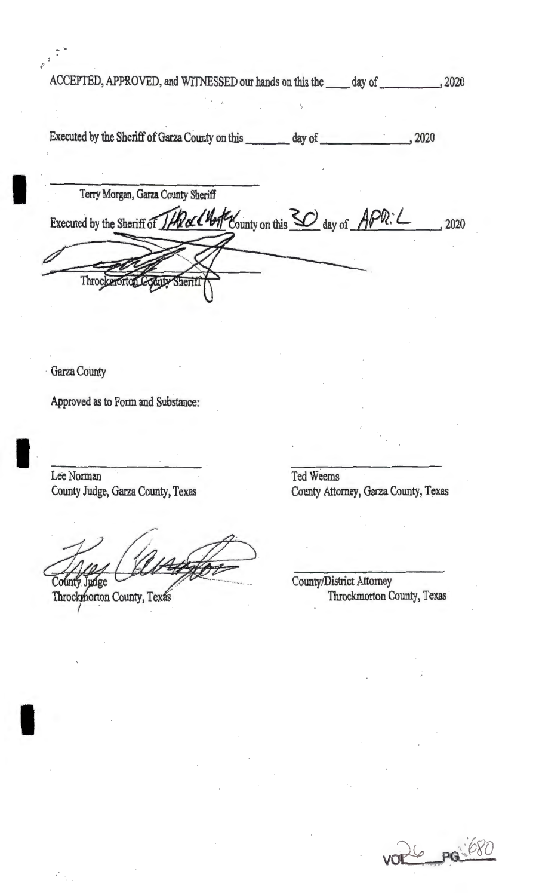ACCEPTED, APPROVED, and WITNESSED our hands on this the ____ day of __________, 2020

Executed by the Sheriff of Garza County on this ________ day of ______________, 2020

______________________________
Terry Morgan, Garza County Sheriff

Executed by the Sheriff of Throckmorton County on this 30 day of APRIL, 2020

______________________________
Throckmorton County Sheriff

Garza County

Approved as to Form and Substance:

______________________________
Lee Norman
County Judge, Garza County, Texas

______________________________
Ted Weems
County Attorney, Garza County, Texas

______________________________
County Judge
Throckmorton County, Texas

______________________________
County/District Attorney
Throckmorton County, Texas

VOL 26 PG 680